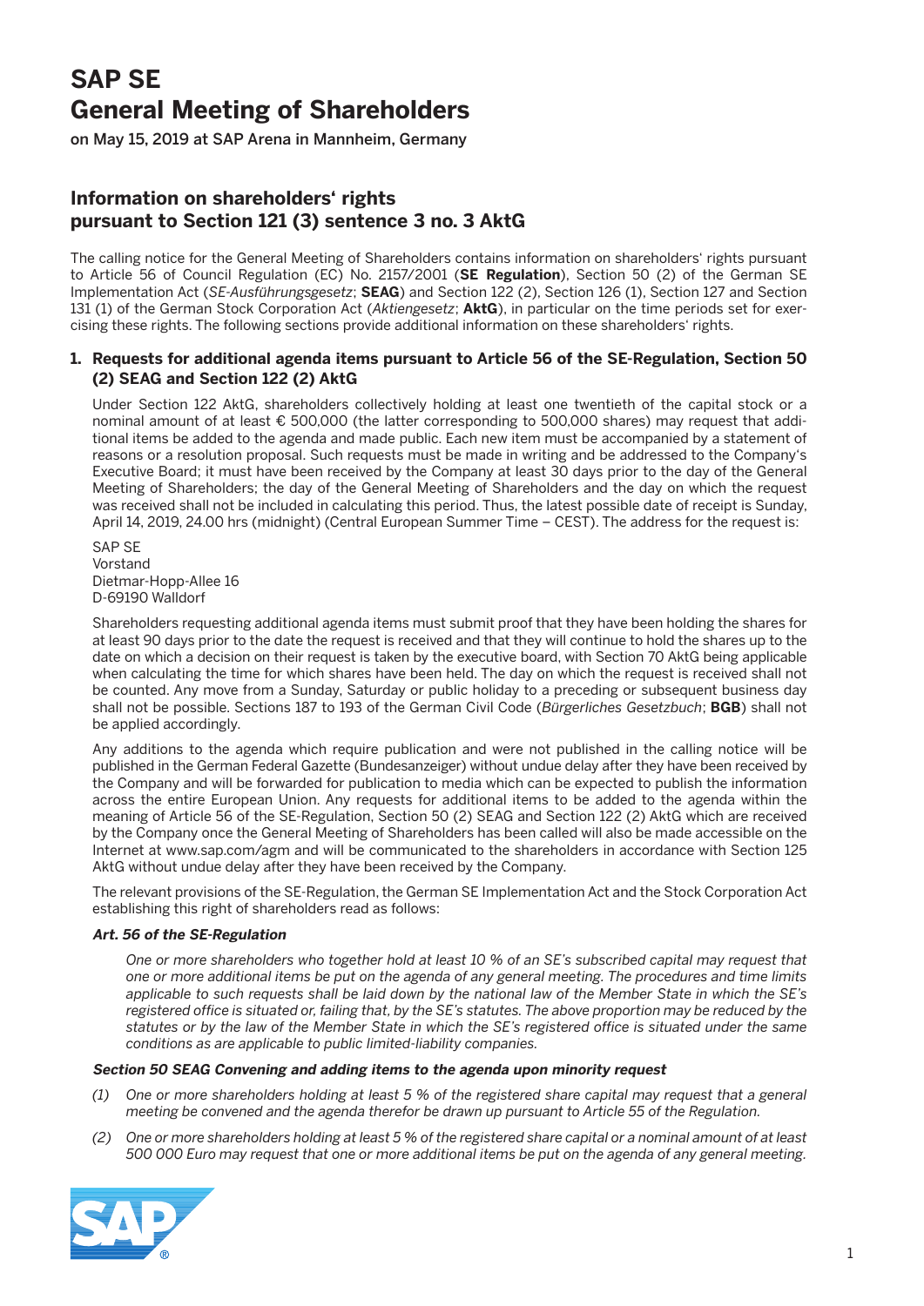# SAP SE
# General Meeting of Shareholders

on May 15, 2019 at SAP Arena in Mannheim, Germany

## Information on shareholders' rights pursuant to Section 121 (3) sentence 3 no. 3 AktG

The calling notice for the General Meeting of Shareholders contains information on shareholders' rights pursuant to Article 56 of Council Regulation (EC) No. 2157/2001 (**SE Regulation**), Section 50 (2) of the German SE Implementation Act (*SE-Ausführungsgesetz*; **SEAG**) and Section 122 (2), Section 126 (1), Section 127 and Section 131 (1) of the German Stock Corporation Act (*Aktiengesetz*; **AktG**), in particular on the time periods set for exercising these rights. The following sections provide additional information on these shareholders' rights.

### 1. Requests for additional agenda items pursuant to Article 56 of the SE-Regulation, Section 50 (2) SEAG and Section 122 (2) AktG

Under Section 122 AktG, shareholders collectively holding at least one twentieth of the capital stock or a nominal amount of at least € 500,000 (the latter corresponding to 500,000 shares) may request that additional items be added to the agenda and made public. Each new item must be accompanied by a statement of reasons or a resolution proposal. Such requests must be made in writing and be addressed to the Company's Executive Board; it must have been received by the Company at least 30 days prior to the day of the General Meeting of Shareholders; the day of the General Meeting of Shareholders and the day on which the request was received shall not be included in calculating this period. Thus, the latest possible date of receipt is Sunday, April 14, 2019, 24.00 hrs (midnight) (Central European Summer Time – CEST). The address for the request is:

SAP SE  
Vorstand  
Dietmar-Hopp-Allee 16  
D-69190 Walldorf

Shareholders requesting additional agenda items must submit proof that they have been holding the shares for at least 90 days prior to the date the request is received and that they will continue to hold the shares up to the date on which a decision on their request is taken by the executive board, with Section 70 AktG being applicable when calculating the time for which shares have been held. The day on which the request is received shall not be counted. Any move from a Sunday, Saturday or public holiday to a preceding or subsequent business day shall not be possible. Sections 187 to 193 of the German Civil Code (*Bürgerliches Gesetzbuch*; **BGB**) shall not be applied accordingly.

Any additions to the agenda which require publication and were not published in the calling notice will be published in the German Federal Gazette (Bundesanzeiger) without undue delay after they have been received by the Company and will be forwarded for publication to media which can be expected to publish the information across the entire European Union. Any requests for additional items to be added to the agenda within the meaning of Article 56 of the SE-Regulation, Section 50 (2) SEAG and Section 122 (2) AktG which are received by the Company once the General Meeting of Shareholders has been called will also be made accessible on the Internet at www.sap.com/agm and will be communicated to the shareholders in accordance with Section 125 AktG without undue delay after they have been received by the Company.

The relevant provisions of the SE-Regulation, the German SE Implementation Act and the Stock Corporation Act establishing this right of shareholders read as follows:

***Art. 56 of the SE-Regulation***

*One or more shareholders who together hold at least 10 % of an SE's subscribed capital may request that one or more additional items be put on the agenda of any general meeting. The procedures and time limits applicable to such requests shall be laid down by the national law of the Member State in which the SE's registered office is situated or, failing that, by the SE's statutes. The above proportion may be reduced by the statutes or by the law of the Member State in which the SE's registered office is situated under the same conditions as are applicable to public limited-liability companies.*

***Section 50 SEAG Convening and adding items to the agenda upon minority request***

*(1) One or more shareholders holding at least 5 % of the registered share capital may request that a general meeting be convened and the agenda therefor be drawn up pursuant to Article 55 of the Regulation.*

*(2) One or more shareholders holding at least 5 % of the registered share capital or a nominal amount of at least 500 000 Euro may request that one or more additional items be put on the agenda of any general meeting.*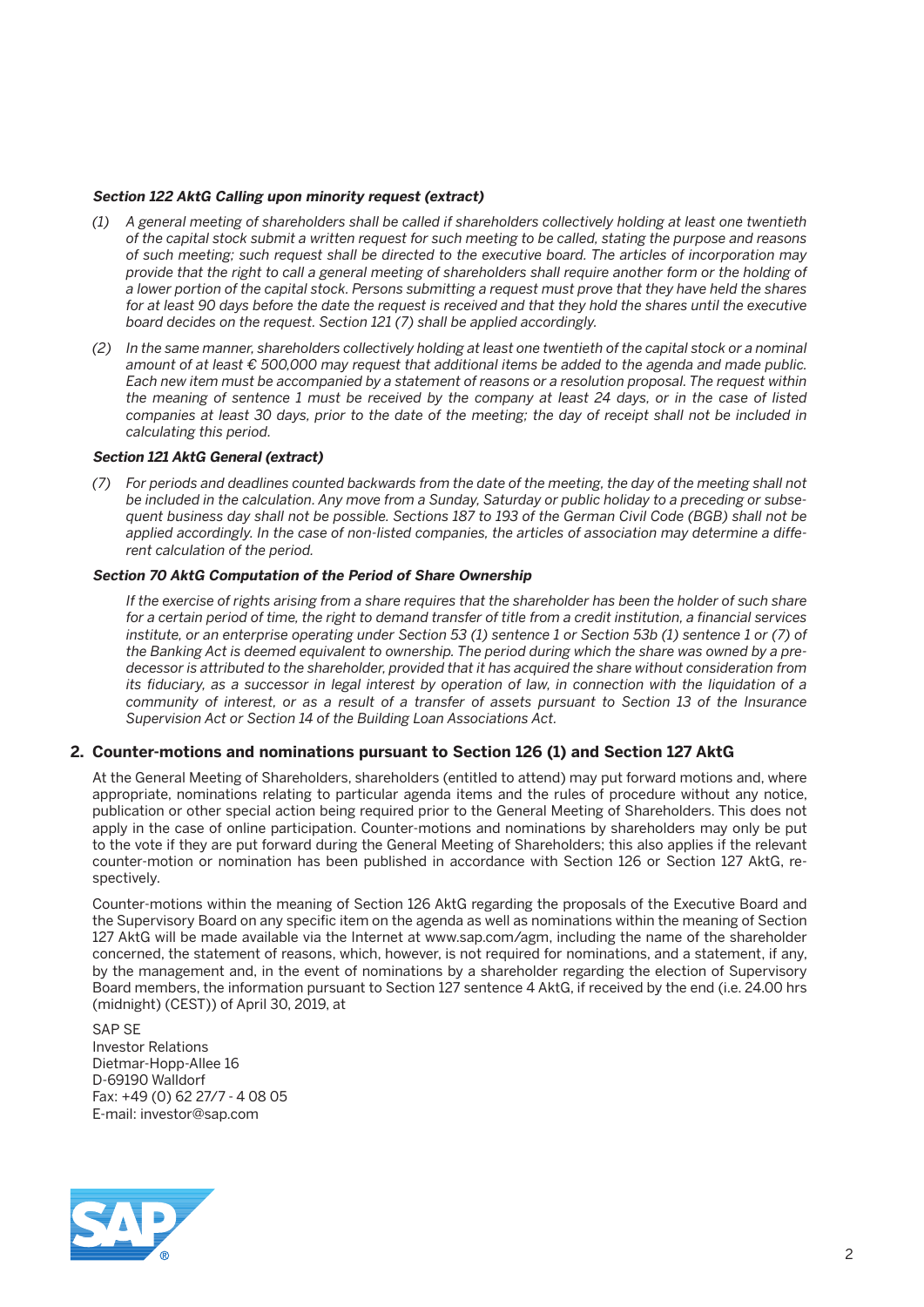***Section 122 AktG Calling upon minority request (extract)***

*(1) A general meeting of shareholders shall be called if shareholders collectively holding at least one twentieth of the capital stock submit a written request for such meeting to be called, stating the purpose and reasons of such meeting; such request shall be directed to the executive board. The articles of incorporation may provide that the right to call a general meeting of shareholders shall require another form or the holding of a lower portion of the capital stock. Persons submitting a request must prove that they have held the shares for at least 90 days before the date the request is received and that they hold the shares until the executive board decides on the request. Section 121 (7) shall be applied accordingly.*

*(2) In the same manner, shareholders collectively holding at least one twentieth of the capital stock or a nominal amount of at least € 500,000 may request that additional items be added to the agenda and made public. Each new item must be accompanied by a statement of reasons or a resolution proposal. The request within the meaning of sentence 1 must be received by the company at least 24 days, or in the case of listed companies at least 30 days, prior to the date of the meeting; the day of receipt shall not be included in calculating this period.*

***Section 121 AktG General (extract)***

*(7) For periods and deadlines counted backwards from the date of the meeting, the day of the meeting shall not be included in the calculation. Any move from a Sunday, Saturday or public holiday to a preceding or subsequent business day shall not be possible. Sections 187 to 193 of the German Civil Code (BGB) shall not be applied accordingly. In the case of non-listed companies, the articles of association may determine a different calculation of the period.*

***Section 70 AktG Computation of the Period of Share Ownership***

*If the exercise of rights arising from a share requires that the shareholder has been the holder of such share for a certain period of time, the right to demand transfer of title from a credit institution, a financial services institute, or an enterprise operating under Section 53 (1) sentence 1 or Section 53b (1) sentence 1 or (7) of the Banking Act is deemed equivalent to ownership. The period during which the share was owned by a predecessor is attributed to the shareholder, provided that it has acquired the share without consideration from its fiduciary, as a successor in legal interest by operation of law, in connection with the liquidation of a community of interest, or as a result of a transfer of assets pursuant to Section 13 of the Insurance Supervision Act or Section 14 of the Building Loan Associations Act.*

## 2. Counter-motions and nominations pursuant to Section 126 (1) and Section 127 AktG

At the General Meeting of Shareholders, shareholders (entitled to attend) may put forward motions and, where appropriate, nominations relating to particular agenda items and the rules of procedure without any notice, publication or other special action being required prior to the General Meeting of Shareholders. This does not apply in the case of online participation. Counter-motions and nominations by shareholders may only be put to the vote if they are put forward during the General Meeting of Shareholders; this also applies if the relevant counter-motion or nomination has been published in accordance with Section 126 or Section 127 AktG, respectively.

Counter-motions within the meaning of Section 126 AktG regarding the proposals of the Executive Board and the Supervisory Board on any specific item on the agenda as well as nominations within the meaning of Section 127 AktG will be made available via the Internet at www.sap.com/agm, including the name of the shareholder concerned, the statement of reasons, which, however, is not required for nominations, and a statement, if any, by the management and, in the event of nominations by a shareholder regarding the election of Supervisory Board members, the information pursuant to Section 127 sentence 4 AktG, if received by the end (i.e. 24.00 hrs (midnight) (CEST)) of April 30, 2019, at

SAP SE
Investor Relations
Dietmar-Hopp-Allee 16
D-69190 Walldorf
Fax: +49 (0) 62 27/7 - 4 08 05
E-mail: investor@sap.com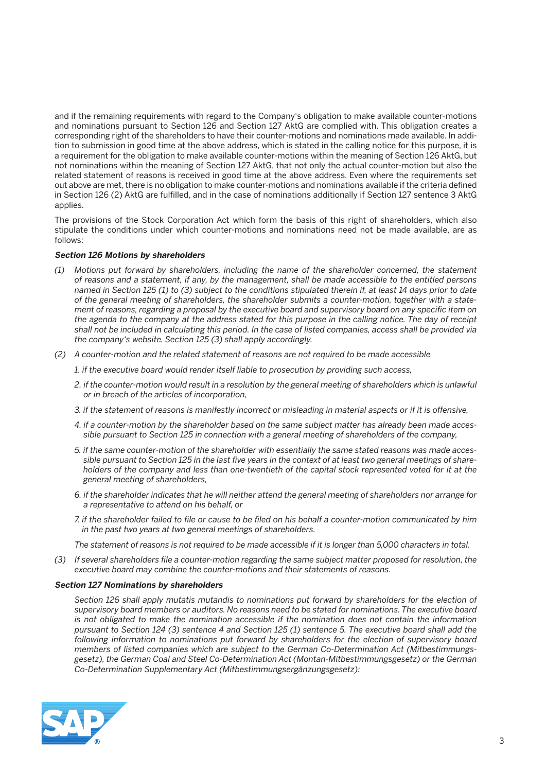and if the remaining requirements with regard to the Company's obligation to make available counter-motions and nominations pursuant to Section 126 and Section 127 AktG are complied with. This obligation creates a corresponding right of the shareholders to have their counter-motions and nominations made available. In addition to submission in good time at the above address, which is stated in the calling notice for this purpose, it is a requirement for the obligation to make available counter-motions within the meaning of Section 126 AktG, but not nominations within the meaning of Section 127 AktG, that not only the actual counter-motion but also the related statement of reasons is received in good time at the above address. Even where the requirements set out above are met, there is no obligation to make counter-motions and nominations available if the criteria defined in Section 126 (2) AktG are fulfilled, and in the case of nominations additionally if Section 127 sentence 3 AktG applies.

The provisions of the Stock Corporation Act which form the basis of this right of shareholders, which also stipulate the conditions under which counter-motions and nominations need not be made available, are as follows:

***Section 126 Motions by shareholders***

*(1) Motions put forward by shareholders, including the name of the shareholder concerned, the statement of reasons and a statement, if any, by the management, shall be made accessible to the entitled persons named in Section 125 (1) to (3) subject to the conditions stipulated therein if, at least 14 days prior to date of the general meeting of shareholders, the shareholder submits a counter-motion, together with a statement of reasons, regarding a proposal by the executive board and supervisory board on any specific item on the agenda to the company at the address stated for this purpose in the calling notice. The day of receipt shall not be included in calculating this period. In the case of listed companies, access shall be provided via the company's website. Section 125 (3) shall apply accordingly.*

*(2) A counter-motion and the related statement of reasons are not required to be made accessible*

*1. if the executive board would render itself liable to prosecution by providing such access,*

*2. if the counter-motion would result in a resolution by the general meeting of shareholders which is unlawful or in breach of the articles of incorporation,*

*3. if the statement of reasons is manifestly incorrect or misleading in material aspects or if it is offensive,*

*4. if a counter-motion by the shareholder based on the same subject matter has already been made accessible pursuant to Section 125 in connection with a general meeting of shareholders of the company,*

*5. if the same counter-motion of the shareholder with essentially the same stated reasons was made accessible pursuant to Section 125 in the last five years in the context of at least two general meetings of shareholders of the company and less than one-twentieth of the capital stock represented voted for it at the general meeting of shareholders,*

*6. if the shareholder indicates that he will neither attend the general meeting of shareholders nor arrange for a representative to attend on his behalf, or*

*7. if the shareholder failed to file or cause to be filed on his behalf a counter-motion communicated by him in the past two years at two general meetings of shareholders.*

*The statement of reasons is not required to be made accessible if it is longer than 5,000 characters in total.*

*(3) If several shareholders file a counter-motion regarding the same subject matter proposed for resolution, the executive board may combine the counter-motions and their statements of reasons.*

***Section 127 Nominations by shareholders***

*Section 126 shall apply mutatis mutandis to nominations put forward by shareholders for the election of supervisory board members or auditors. No reasons need to be stated for nominations. The executive board is not obligated to make the nomination accessible if the nomination does not contain the information pursuant to Section 124 (3) sentence 4 and Section 125 (1) sentence 5. The executive board shall add the following information to nominations put forward by shareholders for the election of supervisory board members of listed companies which are subject to the German Co-Determination Act (Mitbestimmungsgesetz), the German Coal and Steel Co-Determination Act (Montan-Mitbestimmungsgesetz) or the German Co-Determination Supplementary Act (Mitbestimmungsergänzungsgesetz):*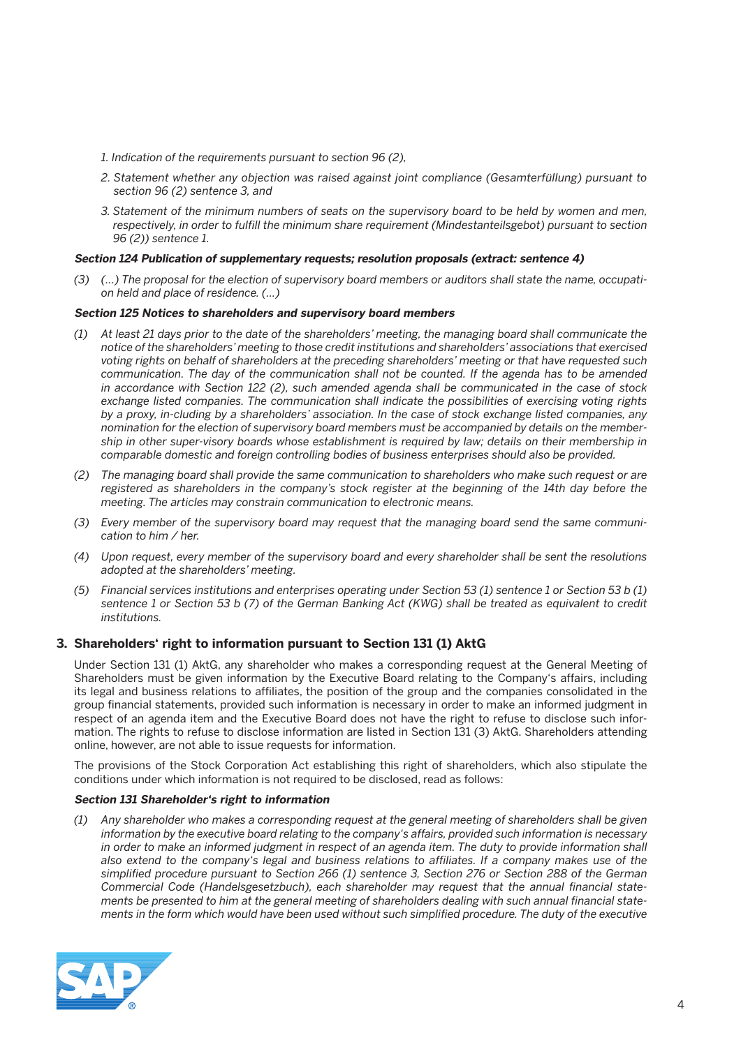*1. Indication of the requirements pursuant to section 96 (2),*

*2. Statement whether any objection was raised against joint compliance (Gesamterfüllung) pursuant to section 96 (2) sentence 3, and*

*3. Statement of the minimum numbers of seats on the supervisory board to be held by women and men, respectively, in order to fulfill the minimum share requirement (Mindestanteilsgebot) pursuant to section 96 (2)) sentence 1.*

***Section 124 Publication of supplementary requests; resolution proposals (extract: sentence 4)***

*(3) (…) The proposal for the election of supervisory board members or auditors shall state the name, occupation held and place of residence. (…)*

***Section 125 Notices to shareholders and supervisory board members***

*(1) At least 21 days prior to the date of the shareholders' meeting, the managing board shall communicate the notice of the shareholders' meeting to those credit institutions and shareholders' associations that exercised voting rights on behalf of shareholders at the preceding shareholders' meeting or that have requested such communication. The day of the communication shall not be counted. If the agenda has to be amended in accordance with Section 122 (2), such amended agenda shall be communicated in the case of stock exchange listed companies. The communication shall indicate the possibilities of exercising voting rights by a proxy, in-cluding by a shareholders' association. In the case of stock exchange listed companies, any nomination for the election of supervisory board members must be accompanied by details on the membership in other super-visory boards whose establishment is required by law; details on their membership in comparable domestic and foreign controlling bodies of business enterprises should also be provided.*

*(2) The managing board shall provide the same communication to shareholders who make such request or are registered as shareholders in the company's stock register at the beginning of the 14th day before the meeting. The articles may constrain communication to electronic means.*

*(3) Every member of the supervisory board may request that the managing board send the same communication to him / her.*

*(4) Upon request, every member of the supervisory board and every shareholder shall be sent the resolutions adopted at the shareholders' meeting.*

*(5) Financial services institutions and enterprises operating under Section 53 (1) sentence 1 or Section 53 b (1) sentence 1 or Section 53 b (7) of the German Banking Act (KWG) shall be treated as equivalent to credit institutions.*

## 3. Shareholders' right to information pursuant to Section 131 (1) AktG

Under Section 131 (1) AktG, any shareholder who makes a corresponding request at the General Meeting of Shareholders must be given information by the Executive Board relating to the Company's affairs, including its legal and business relations to affiliates, the position of the group and the companies consolidated in the group financial statements, provided such information is necessary in order to make an informed judgment in respect of an agenda item and the Executive Board does not have the right to refuse to disclose such information. The rights to refuse to disclose information are listed in Section 131 (3) AktG. Shareholders attending online, however, are not able to issue requests for information.

The provisions of the Stock Corporation Act establishing this right of shareholders, which also stipulate the conditions under which information is not required to be disclosed, read as follows:

***Section 131 Shareholder's right to information***

*(1) Any shareholder who makes a corresponding request at the general meeting of shareholders shall be given information by the executive board relating to the company's affairs, provided such information is necessary in order to make an informed judgment in respect of an agenda item. The duty to provide information shall also extend to the company's legal and business relations to affiliates. If a company makes use of the simplified procedure pursuant to Section 266 (1) sentence 3, Section 276 or Section 288 of the German Commercial Code (Handelsgesetzbuch), each shareholder may request that the annual financial statements be presented to him at the general meeting of shareholders dealing with such annual financial statements in the form which would have been used without such simplified procedure. The duty of the executive*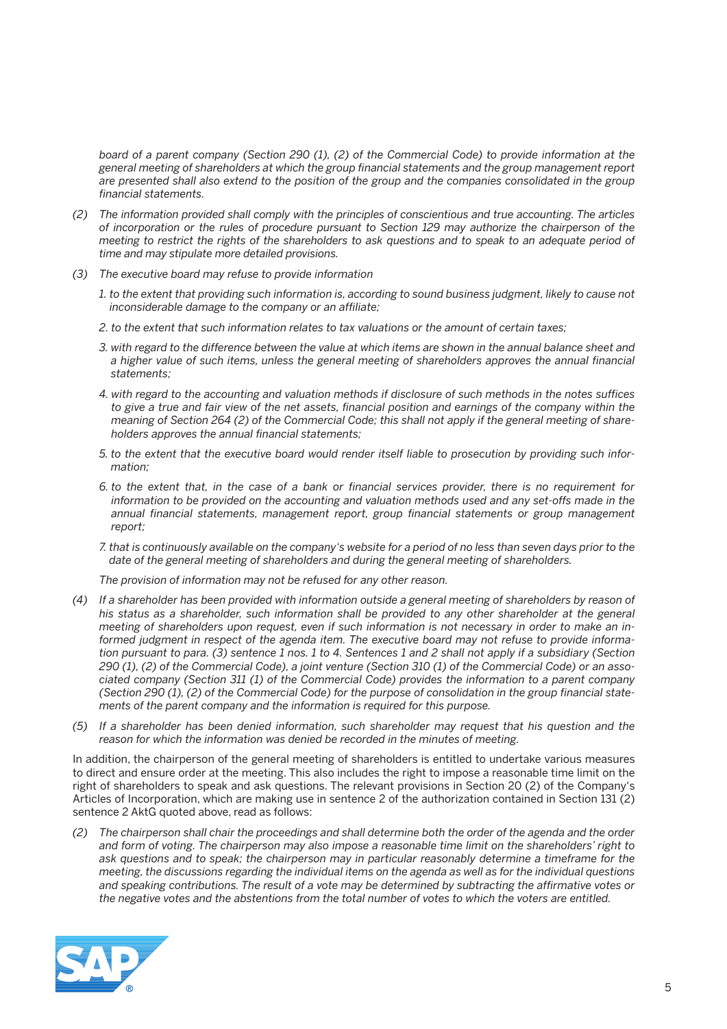*board of a parent company (Section 290 (1), (2) of the Commercial Code) to provide information at the general meeting of shareholders at which the group financial statements and the group management report are presented shall also extend to the position of the group and the companies consolidated in the group financial statements.*

*(2) The information provided shall comply with the principles of conscientious and true accounting. The articles of incorporation or the rules of procedure pursuant to Section 129 may authorize the chairperson of the meeting to restrict the rights of the shareholders to ask questions and to speak to an adequate period of time and may stipulate more detailed provisions.*

*(3) The executive board may refuse to provide information*

*1. to the extent that providing such information is, according to sound business judgment, likely to cause not inconsiderable damage to the company or an affiliate;*

*2. to the extent that such information relates to tax valuations or the amount of certain taxes;*

*3. with regard to the difference between the value at which items are shown in the annual balance sheet and a higher value of such items, unless the general meeting of shareholders approves the annual financial statements;*

*4. with regard to the accounting and valuation methods if disclosure of such methods in the notes suffices to give a true and fair view of the net assets, financial position and earnings of the company within the meaning of Section 264 (2) of the Commercial Code; this shall not apply if the general meeting of shareholders approves the annual financial statements;*

*5. to the extent that the executive board would render itself liable to prosecution by providing such information;*

*6. to the extent that, in the case of a bank or financial services provider, there is no requirement for information to be provided on the accounting and valuation methods used and any set-offs made in the annual financial statements, management report, group financial statements or group management report;*

*7. that is continuously available on the company's website for a period of no less than seven days prior to the date of the general meeting of shareholders and during the general meeting of shareholders.*

*The provision of information may not be refused for any other reason.*

*(4) If a shareholder has been provided with information outside a general meeting of shareholders by reason of his status as a shareholder, such information shall be provided to any other shareholder at the general meeting of shareholders upon request, even if such information is not necessary in order to make an informed judgment in respect of the agenda item. The executive board may not refuse to provide information pursuant to para. (3) sentence 1 nos. 1 to 4. Sentences 1 and 2 shall not apply if a subsidiary (Section 290 (1), (2) of the Commercial Code), a joint venture (Section 310 (1) of the Commercial Code) or an associated company (Section 311 (1) of the Commercial Code) provides the information to a parent company (Section 290 (1), (2) of the Commercial Code) for the purpose of consolidation in the group financial statements of the parent company and the information is required for this purpose.*

*(5) If a shareholder has been denied information, such shareholder may request that his question and the reason for which the information was denied be recorded in the minutes of meeting.*

In addition, the chairperson of the general meeting of shareholders is entitled to undertake various measures to direct and ensure order at the meeting. This also includes the right to impose a reasonable time limit on the right of shareholders to speak and ask questions. The relevant provisions in Section 20 (2) of the Company's Articles of Incorporation, which are making use in sentence 2 of the authorization contained in Section 131 (2) sentence 2 AktG quoted above, read as follows:

*(2) The chairperson shall chair the proceedings and shall determine both the order of the agenda and the order and form of voting. The chairperson may also impose a reasonable time limit on the shareholders' right to ask questions and to speak; the chairperson may in particular reasonably determine a timeframe for the meeting, the discussions regarding the individual items on the agenda as well as for the individual questions and speaking contributions. The result of a vote may be determined by subtracting the affirmative votes or the negative votes and the abstentions from the total number of votes to which the voters are entitled.*